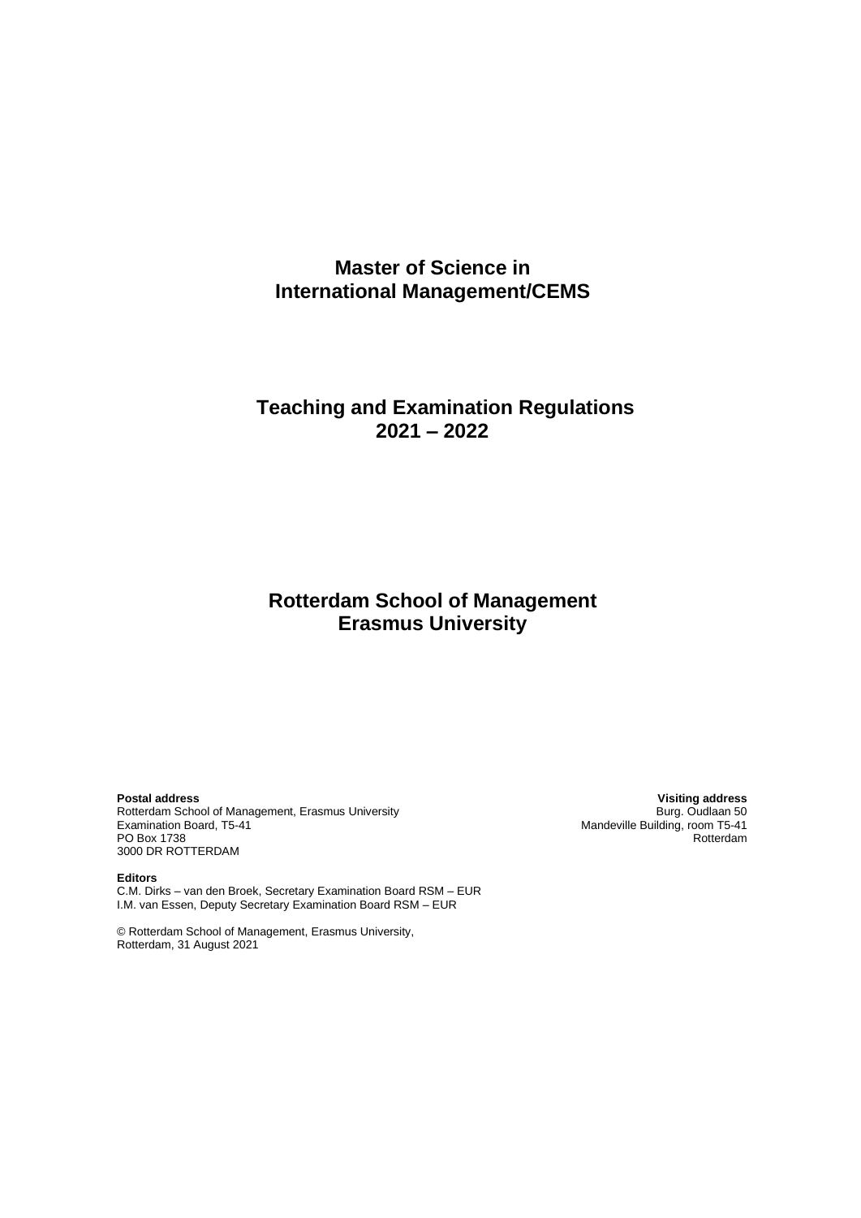# Master of Science in International Management/CEMS

## Teaching and Examination Regulations 2021 – 2022

## Rotterdam School of Management Erasmus University

**Postal address**
Rotterdam School of Management, Erasmus University
Examination Board, T5-41
PO Box 1738
3000 DR ROTTERDAM

**Visiting address**
Burg. Oudlaan 50
Mandeville Building, room T5-41
Rotterdam

**Editors**
C.M. Dirks – van den Broek, Secretary Examination Board RSM – EUR
I.M. van Essen, Deputy Secretary Examination Board RSM – EUR

© Rotterdam School of Management, Erasmus University,
Rotterdam, 31 August 2021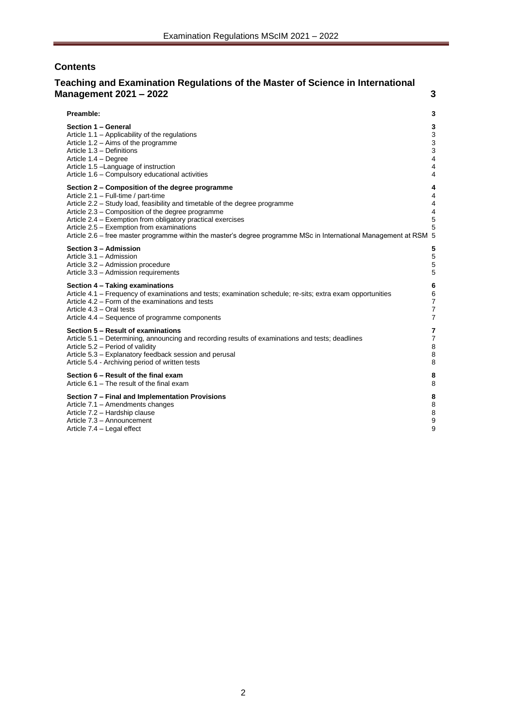## Contents

**Teaching and Examination Regulations of the Master of Science in International Management 2021 – 2022** **3**

**Preamble:** **3**

**Section 1 – General** **3**
Article 1.1 – Applicability of the regulations 3
Article 1.2 – Aims of the programme 3
Article 1.3 – Definitions 3
Article 1.4 – Degree 4
Article 1.5 –Language of instruction 4
Article 1.6 – Compulsory educational activities 4

**Section 2 – Composition of the degree programme** **4**
Article 2.1 – Full-time / part-time 4
Article 2.2 – Study load, feasibility and timetable of the degree programme 4
Article 2.3 – Composition of the degree programme 4
Article 2.4 – Exemption from obligatory practical exercises 5
Article 2.5 – Exemption from examinations 5
Article 2.6 – free master programme within the master's degree programme MSc in International Management at RSM 5

**Section 3 – Admission** **5**
Article 3.1 – Admission 5
Article 3.2 – Admission procedure 5
Article 3.3 – Admission requirements 5

**Section 4 – Taking examinations** **6**
Article 4.1 – Frequency of examinations and tests; examination schedule; re-sits; extra exam opportunities 6
Article 4.2 – Form of the examinations and tests 7
Article 4.3 – Oral tests 7
Article 4.4 – Sequence of programme components 7

**Section 5 – Result of examinations** **7**
Article 5.1 – Determining, announcing and recording results of examinations and tests; deadlines 7
Article 5.2 – Period of validity 8
Article 5.3 – Explanatory feedback session and perusal 8
Article 5.4 - Archiving period of written tests 8

**Section 6 – Result of the final exam** **8**
Article 6.1 – The result of the final exam 8

**Section 7 – Final and Implementation Provisions** **8**
Article 7.1 – Amendments changes 8
Article 7.2 – Hardship clause 8
Article 7.3 – Announcement 9
Article 7.4 – Legal effect 9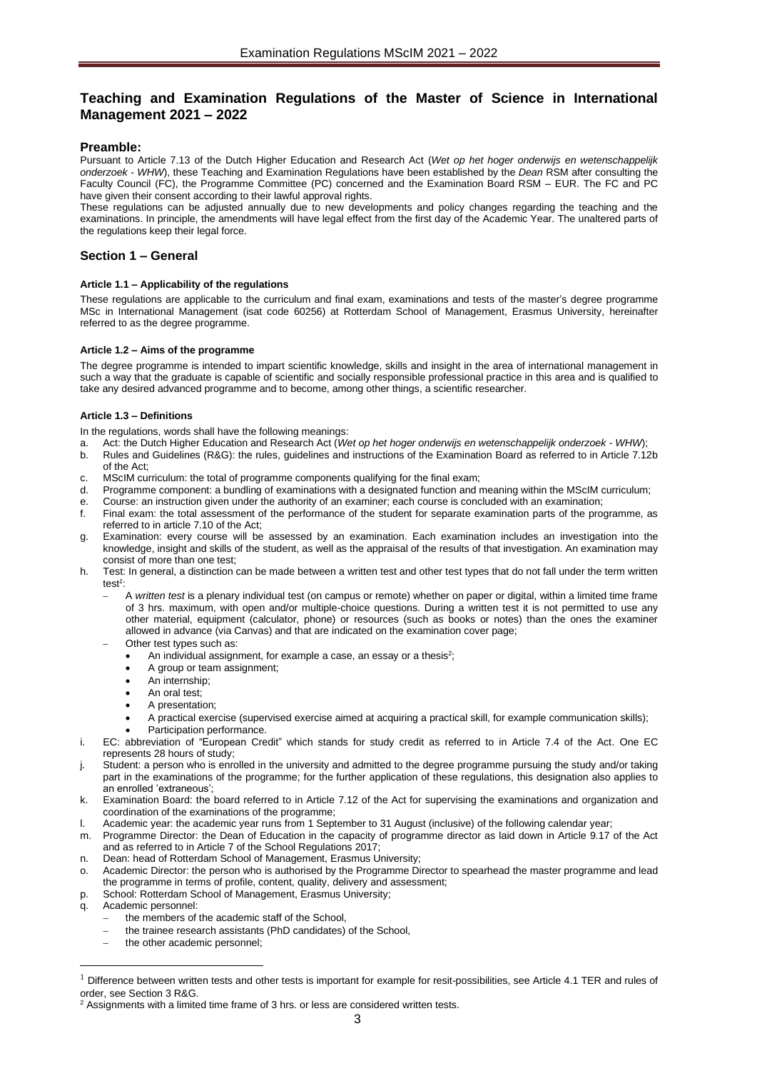## Teaching and Examination Regulations of the Master of Science in International Management 2021 – 2022

### Preamble:

Pursuant to Article 7.13 of the Dutch Higher Education and Research Act (*Wet op het hoger onderwijs en wetenschappelijk onderzoek - WHW*), these Teaching and Examination Regulations have been established by the *Dean* RSM after consulting the Faculty Council (FC), the Programme Committee (PC) concerned and the Examination Board RSM – EUR. The FC and PC have given their consent according to their lawful approval rights.

These regulations can be adjusted annually due to new developments and policy changes regarding the teaching and the examinations. In principle, the amendments will have legal effect from the first day of the Academic Year. The unaltered parts of the regulations keep their legal force.

### Section 1 – General

#### Article 1.1 – Applicability of the regulations

These regulations are applicable to the curriculum and final exam, examinations and tests of the master's degree programme MSc in International Management (isat code 60256) at Rotterdam School of Management, Erasmus University, hereinafter referred to as the degree programme.

#### Article 1.2 – Aims of the programme

The degree programme is intended to impart scientific knowledge, skills and insight in the area of international management in such a way that the graduate is capable of scientific and socially responsible professional practice in this area and is qualified to take any desired advanced programme and to become, among other things, a scientific researcher.

#### Article 1.3 – Definitions

In the regulations, words shall have the following meanings:

a. Act: the Dutch Higher Education and Research Act (*Wet op het hoger onderwijs en wetenschappelijk onderzoek - WHW*);
b. Rules and Guidelines (R&G): the rules, guidelines and instructions of the Examination Board as referred to in Article 7.12b of the Act;
c. MScIM curriculum: the total of programme components qualifying for the final exam;
d. Programme component: a bundling of examinations with a designated function and meaning within the MScIM curriculum;
e. Course: an instruction given under the authority of an examiner; each course is concluded with an examination;
f. Final exam: the total assessment of the performance of the student for separate examination parts of the programme, as referred to in article 7.10 of the Act;
g. Examination: every course will be assessed by an examination. Each examination includes an investigation into the knowledge, insight and skills of the student, as well as the appraisal of the results of that investigation. An examination may consist of more than one test;
h. Test: In general, a distinction can be made between a written test and other test types that do not fall under the term written test[1]:
   - A *written test* is a plenary individual test (on campus or remote) whether on paper or digital, within a limited time frame of 3 hrs. maximum, with open and/or multiple-choice questions. During a written test it is not permitted to use any other material, equipment (calculator, phone) or resources (such as books or notes) than the ones the examiner allowed in advance (via Canvas) and that are indicated on the examination cover page;
   - Other test types such as:
     - An individual assignment, for example a case, an essay or a thesis[2];
     - A group or team assignment;
     - An internship;
     - An oral test;
     - A presentation;
     - A practical exercise (supervised exercise aimed at acquiring a practical skill, for example communication skills);
     - Participation performance.
i. EC: abbreviation of "European Credit" which stands for study credit as referred to in Article 7.4 of the Act. One EC represents 28 hours of study;
j. Student: a person who is enrolled in the university and admitted to the degree programme pursuing the study and/or taking part in the examinations of the programme; for the further application of these regulations, this designation also applies to an enrolled 'extraneous';
k. Examination Board: the board referred to in Article 7.12 of the Act for supervising the examinations and organization and coordination of the examinations of the programme;
l. Academic year: the academic year runs from 1 September to 31 August (inclusive) of the following calendar year;
m. Programme Director: the Dean of Education in the capacity of programme director as laid down in Article 9.17 of the Act and as referred to in Article 7 of the School Regulations 2017;
n. Dean: head of Rotterdam School of Management, Erasmus University;
o. Academic Director: the person who is authorised by the Programme Director to spearhead the master programme and lead the programme in terms of profile, content, quality, delivery and assessment;
p. School: Rotterdam School of Management, Erasmus University;
q. Academic personnel:
   - the members of the academic staff of the School,
   - the trainee research assistants (PhD candidates) of the School,
   - the other academic personnel;

---

[1] Difference between written tests and other tests is important for example for resit-possibilities, see Article 4.1 TER and rules of order, see Section 3 R&G.

[2] Assignments with a limited time frame of 3 hrs. or less are considered written tests.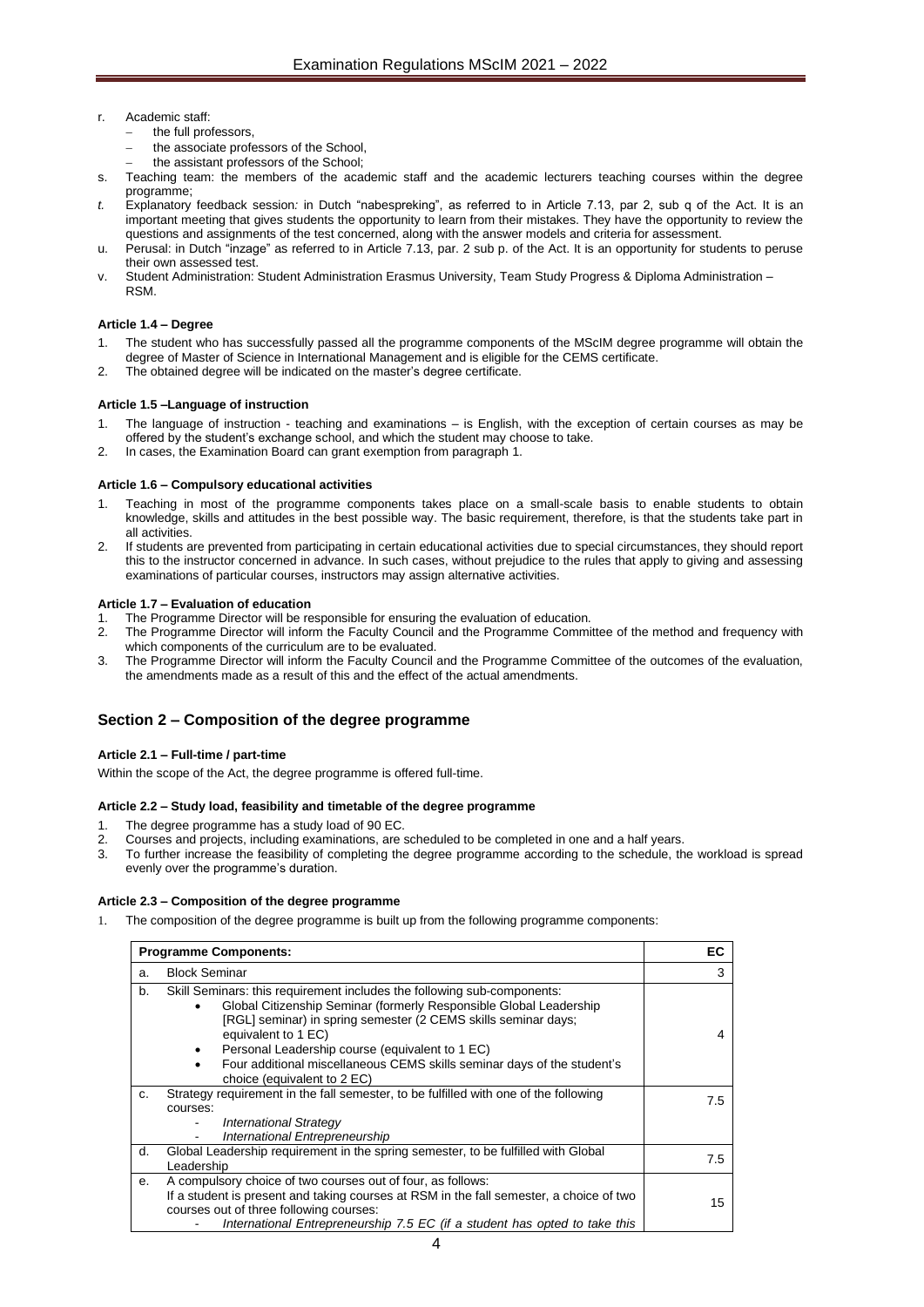r. Academic staff:
   - the full professors,
   - the associate professors of the School,
   - the assistant professors of the School;
s. Teaching team: the members of the academic staff and the academic lecturers teaching courses within the degree programme;
*t.* Explanatory feedback session*:* in Dutch "nabespreking", as referred to in Article 7.13, par 2, sub q of the Act. It is an important meeting that gives students the opportunity to learn from their mistakes. They have the opportunity to review the questions and assignments of the test concerned, along with the answer models and criteria for assessment.
u. Perusal: in Dutch "inzage" as referred to in Article 7.13, par. 2 sub p. of the Act. It is an opportunity for students to peruse their own assessed test.
v. Student Administration: Student Administration Erasmus University, Team Study Progress & Diploma Administration – RSM.

#### Article 1.4 – Degree

1. The student who has successfully passed all the programme components of the MScIM degree programme will obtain the degree of Master of Science in International Management and is eligible for the CEMS certificate.
2. The obtained degree will be indicated on the master's degree certificate.

#### Article 1.5 –Language of instruction

1. The language of instruction - teaching and examinations – is English, with the exception of certain courses as may be offered by the student's exchange school, and which the student may choose to take.
2. In cases, the Examination Board can grant exemption from paragraph 1.

#### Article 1.6 – Compulsory educational activities

1. Teaching in most of the programme components takes place on a small-scale basis to enable students to obtain knowledge, skills and attitudes in the best possible way. The basic requirement, therefore, is that the students take part in all activities.
2. If students are prevented from participating in certain educational activities due to special circumstances, they should report this to the instructor concerned in advance. In such cases, without prejudice to the rules that apply to giving and assessing examinations of particular courses, instructors may assign alternative activities.

#### Article 1.7 – Evaluation of education

1. The Programme Director will be responsible for ensuring the evaluation of education.
2. The Programme Director will inform the Faculty Council and the Programme Committee of the method and frequency with which components of the curriculum are to be evaluated.
3. The Programme Director will inform the Faculty Council and the Programme Committee of the outcomes of the evaluation, the amendments made as a result of this and the effect of the actual amendments.

## Section 2 – Composition of the degree programme

#### Article 2.1 – Full-time / part-time

Within the scope of the Act, the degree programme is offered full-time.

#### Article 2.2 – Study load, feasibility and timetable of the degree programme

1. The degree programme has a study load of 90 EC.
2. Courses and projects, including examinations, are scheduled to be completed in one and a half years.
3. To further increase the feasibility of completing the degree programme according to the schedule, the workload is spread evenly over the programme's duration.

#### Article 2.3 – Composition of the degree programme

1. The composition of the degree programme is built up from the following programme components:

| | Programme Components: | EC |
|---|---|---|
| a. | Block Seminar | 3 |
| b. | Skill Seminars: this requirement includes the following sub-components:<br>• Global Citizenship Seminar (formerly Responsible Global Leadership [RGL] seminar) in spring semester (2 CEMS skills seminar days; equivalent to 1 EC)<br>• Personal Leadership course (equivalent to 1 EC)<br>• Four additional miscellaneous CEMS skills seminar days of the student's choice (equivalent to 2 EC) | 4 |
| c. | Strategy requirement in the fall semester, to be fulfilled with one of the following courses:<br>- *International Strategy*<br>- *International Entrepreneurship* | 7.5 |
| d. | Global Leadership requirement in the spring semester, to be fulfilled with Global Leadership | 7.5 |
| e. | A compulsory choice of two courses out of four, as follows:<br>If a student is present and taking courses at RSM in the fall semester, a choice of two courses out of three following courses:<br>- *International Entrepreneurship 7.5 EC (if a student has opted to take this* | 15 |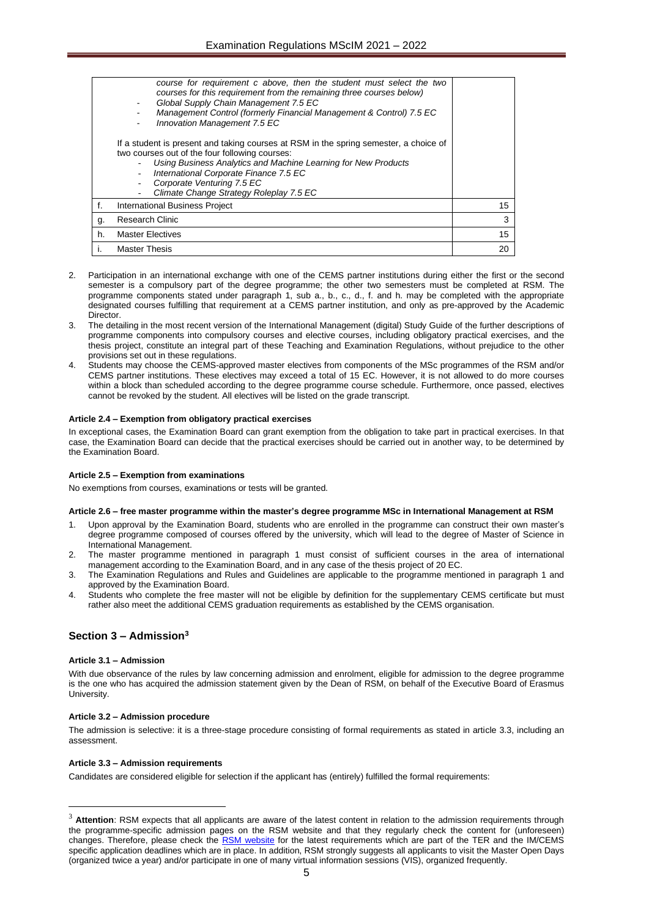| | | |
|---|---|---|
| | *course for requirement c above, then the student must select the two courses for this requirement from the remaining three courses below)*<br>- *Global Supply Chain Management 7.5 EC*<br>- *Management Control (formerly Financial Management & Control) 7.5 EC*<br>- *Innovation Management 7.5 EC*<br><br>If a student is present and taking courses at RSM in the spring semester, a choice of two courses out of the four following courses:<br>- *Using Business Analytics and Machine Learning for New Products*<br>- *International Corporate Finance 7.5 EC*<br>- *Corporate Venturing 7.5 EC*<br>- *Climate Change Strategy Roleplay 7.5 EC* | |
| f. | International Business Project | 15 |
| g. | Research Clinic | 3 |
| h. | Master Electives | 15 |
| i. | Master Thesis | 20 |

2. Participation in an international exchange with one of the CEMS partner institutions during either the first or the second semester is a compulsory part of the degree programme; the other two semesters must be completed at RSM. The programme components stated under paragraph 1, sub a., b., c., d., f. and h. may be completed with the appropriate designated courses fulfilling that requirement at a CEMS partner institution, and only as pre-approved by the Academic Director.
3. The detailing in the most recent version of the International Management (digital) Study Guide of the further descriptions of programme components into compulsory courses and elective courses, including obligatory practical exercises, and the thesis project, constitute an integral part of these Teaching and Examination Regulations, without prejudice to the other provisions set out in these regulations.
4. Students may choose the CEMS-approved master electives from components of the MSc programmes of the RSM and/or CEMS partner institutions. These electives may exceed a total of 15 EC. However, it is not allowed to do more courses within a block than scheduled according to the degree programme course schedule. Furthermore, once passed, electives cannot be revoked by the student. All electives will be listed on the grade transcript.

#### Article 2.4 – Exemption from obligatory practical exercises

In exceptional cases, the Examination Board can grant exemption from the obligation to take part in practical exercises. In that case, the Examination Board can decide that the practical exercises should be carried out in another way, to be determined by the Examination Board.

#### Article 2.5 – Exemption from examinations

No exemptions from courses, examinations or tests will be granted.

#### Article 2.6 – free master programme within the master's degree programme MSc in International Management at RSM

1. Upon approval by the Examination Board, students who are enrolled in the programme can construct their own master's degree programme composed of courses offered by the university, which will lead to the degree of Master of Science in International Management.
2. The master programme mentioned in paragraph 1 must consist of sufficient courses in the area of international management according to the Examination Board, and in any case of the thesis project of 20 EC.
3. The Examination Regulations and Rules and Guidelines are applicable to the programme mentioned in paragraph 1 and approved by the Examination Board.
4. Students who complete the free master will not be eligible by definition for the supplementary CEMS certificate but must rather also meet the additional CEMS graduation requirements as established by the CEMS organisation.

### Section 3 – Admission[3]

#### Article 3.1 – Admission

With due observance of the rules by law concerning admission and enrolment, eligible for admission to the degree programme is the one who has acquired the admission statement given by the Dean of RSM, on behalf of the Executive Board of Erasmus University.

#### Article 3.2 – Admission procedure

The admission is selective: it is a three-stage procedure consisting of formal requirements as stated in article 3.3, including an assessment.

#### Article 3.3 – Admission requirements

Candidates are considered eligible for selection if the applicant has (entirely) fulfilled the formal requirements:

---

[3] **Attention**: RSM expects that all applicants are aware of the latest content in relation to the admission requirements through the programme-specific admission pages on the RSM website and that they regularly check the content for (unforeseen) changes. Therefore, please check the RSM website for the latest requirements which are part of the TER and the IM/CEMS specific application deadlines which are in place. In addition, RSM strongly suggests all applicants to visit the Master Open Days (organized twice a year) and/or participate in one of many virtual information sessions (VIS), organized frequently.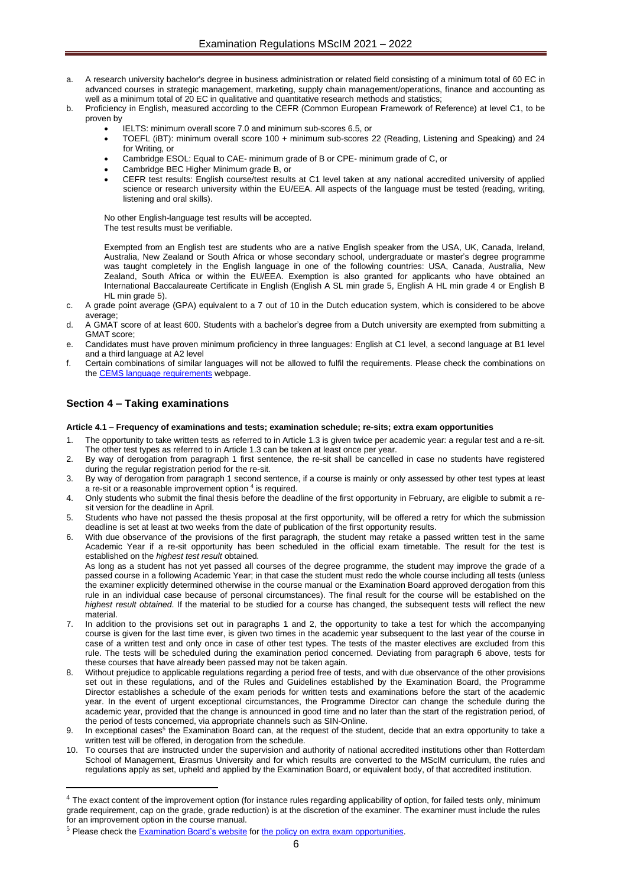a. A research university bachelor's degree in business administration or related field consisting of a minimum total of 60 EC in advanced courses in strategic management, marketing, supply chain management/operations, finance and accounting as well as a minimum total of 20 EC in qualitative and quantitative research methods and statistics;
b. Proficiency in English, measured according to the CEFR (Common European Framework of Reference) at level C1, to be proven by
   - IELTS: minimum overall score 7.0 and minimum sub-scores 6.5, or
   - TOEFL (iBT): minimum overall score 100 + minimum sub-scores 22 (Reading, Listening and Speaking) and 24 for Writing, or
   - Cambridge ESOL: Equal to CAE- minimum grade of B or CPE- minimum grade of C, or
   - Cambridge BEC Higher Minimum grade B, or
   - CEFR test results: English course/test results at C1 level taken at any national accredited university of applied science or research university within the EU/EEA. All aspects of the language must be tested (reading, writing, listening and oral skills).

   No other English-language test results will be accepted.
   The test results must be verifiable.

   Exempted from an English test are students who are a native English speaker from the USA, UK, Canada, Ireland, Australia, New Zealand or South Africa or whose secondary school, undergraduate or master's degree programme was taught completely in the English language in one of the following countries: USA, Canada, Australia, New Zealand, South Africa or within the EU/EEA. Exemption is also granted for applicants who have obtained an International Baccalaureate Certificate in English (English A SL min grade 5, English A HL min grade 4 or English B HL min grade 5).
c. A grade point average (GPA) equivalent to a 7 out of 10 in the Dutch education system, which is considered to be above average;
d. A GMAT score of at least 600. Students with a bachelor's degree from a Dutch university are exempted from submitting a GMAT score;
e. Candidates must have proven minimum proficiency in three languages: English at C1 level, a second language at B1 level and a third language at A2 level
f. Certain combinations of similar languages will not be allowed to fulfil the requirements. Please check the combinations on the CEMS language requirements webpage.

## Section 4 – Taking examinations

#### Article 4.1 – Frequency of examinations and tests; examination schedule; re-sits; extra exam opportunities

1. The opportunity to take written tests as referred to in Article 1.3 is given twice per academic year: a regular test and a re-sit. The other test types as referred to in Article 1.3 can be taken at least once per year.
2. By way of derogation from paragraph 1 first sentence, the re-sit shall be cancelled in case no students have registered during the regular registration period for the re-sit.
3. By way of derogation from paragraph 1 second sentence, if a course is mainly or only assessed by other test types at least a re-sit or a reasonable improvement option [4] is required.
4. Only students who submit the final thesis before the deadline of the first opportunity in February, are eligible to submit a re-sit version for the deadline in April.
5. Students who have not passed the thesis proposal at the first opportunity, will be offered a retry for which the submission deadline is set at least at two weeks from the date of publication of the first opportunity results.
6. With due observance of the provisions of the first paragraph, the student may retake a passed written test in the same Academic Year if a re-sit opportunity has been scheduled in the official exam timetable. The result for the test is established on the *highest test result* obtained.
   As long as a student has not yet passed all courses of the degree programme, the student may improve the grade of a passed course in a following Academic Year; in that case the student must redo the whole course including all tests (unless the examiner explicitly determined otherwise in the course manual or the Examination Board approved derogation from this rule in an individual case because of personal circumstances). The final result for the course will be established on the *highest result obtained*. If the material to be studied for a course has changed, the subsequent tests will reflect the new material.
7. In addition to the provisions set out in paragraphs 1 and 2, the opportunity to take a test for which the accompanying course is given for the last time ever, is given two times in the academic year subsequent to the last year of the course in case of a written test and only once in case of other test types. The tests of the master electives are excluded from this rule. The tests will be scheduled during the examination period concerned. Deviating from paragraph 6 above, tests for these courses that have already been passed may not be taken again.
8. Without prejudice to applicable regulations regarding a period free of tests, and with due observance of the other provisions set out in these regulations, and of the Rules and Guidelines established by the Examination Board, the Programme Director establishes a schedule of the exam periods for written tests and examinations before the start of the academic year. In the event of urgent exceptional circumstances, the Programme Director can change the schedule during the academic year, provided that the change is announced in good time and no later than the start of the registration period, of the period of tests concerned, via appropriate channels such as SIN-Online.
9. In exceptional cases[5] the Examination Board can, at the request of the student, decide that an extra opportunity to take a written test will be offered, in derogation from the schedule.
10. To courses that are instructed under the supervision and authority of national accredited institutions other than Rotterdam School of Management, Erasmus University and for which results are converted to the MScIM curriculum, the rules and regulations apply as set, upheld and applied by the Examination Board, or equivalent body, of that accredited institution.

---

[4] The exact content of the improvement option (for instance rules regarding applicability of option, for failed tests only, minimum grade requirement, cap on the grade, grade reduction) is at the discretion of the examiner. The examiner must include the rules for an improvement option in the course manual.

[5] Please check the Examination Board's website for the policy on extra exam opportunities.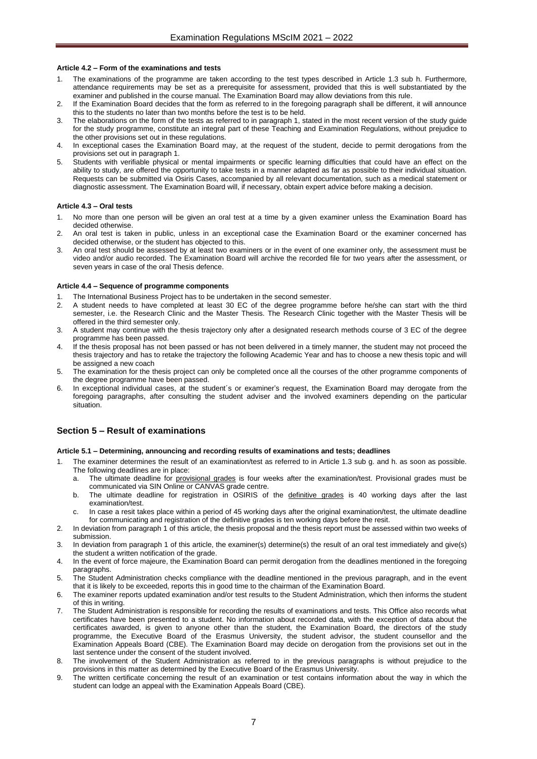#### Article 4.2 – Form of the examinations and tests

1. The examinations of the programme are taken according to the test types described in Article 1.3 sub h. Furthermore, attendance requirements may be set as a prerequisite for assessment, provided that this is well substantiated by the examiner and published in the course manual. The Examination Board may allow deviations from this rule.
2. If the Examination Board decides that the form as referred to in the foregoing paragraph shall be different, it will announce this to the students no later than two months before the test is to be held.
3. The elaborations on the form of the tests as referred to in paragraph 1, stated in the most recent version of the study guide for the study programme, constitute an integral part of these Teaching and Examination Regulations, without prejudice to the other provisions set out in these regulations.
4. In exceptional cases the Examination Board may, at the request of the student, decide to permit derogations from the provisions set out in paragraph 1.
5. Students with verifiable physical or mental impairments or specific learning difficulties that could have an effect on the ability to study, are offered the opportunity to take tests in a manner adapted as far as possible to their individual situation. Requests can be submitted via Osiris Cases, accompanied by all relevant documentation, such as a medical statement or diagnostic assessment. The Examination Board will, if necessary, obtain expert advice before making a decision.

#### Article 4.3 – Oral tests

1. No more than one person will be given an oral test at a time by a given examiner unless the Examination Board has decided otherwise.
2. An oral test is taken in public, unless in an exceptional case the Examination Board or the examiner concerned has decided otherwise, or the student has objected to this.
3. An oral test should be assessed by at least two examiners or in the event of one examiner only, the assessment must be video and/or audio recorded. The Examination Board will archive the recorded file for two years after the assessment, or seven years in case of the oral Thesis defence.

#### Article 4.4 – Sequence of programme components

1. The International Business Project has to be undertaken in the second semester.
2. A student needs to have completed at least 30 EC of the degree programme before he/she can start with the third semester, i.e. the Research Clinic and the Master Thesis. The Research Clinic together with the Master Thesis will be offered in the third semester only.
3. A student may continue with the thesis trajectory only after a designated research methods course of 3 EC of the degree programme has been passed.
4. If the thesis proposal has not been passed or has not been delivered in a timely manner, the student may not proceed the thesis trajectory and has to retake the trajectory the following Academic Year and has to choose a new thesis topic and will be assigned a new coach
5. The examination for the thesis project can only be completed once all the courses of the other programme components of the degree programme have been passed.
6. In exceptional individual cases, at the student´s or examiner's request, the Examination Board may derogate from the foregoing paragraphs, after consulting the student adviser and the involved examiners depending on the particular situation.

## Section 5 – Result of examinations

#### Article 5.1 – Determining, announcing and recording results of examinations and tests; deadlines

1. The examiner determines the result of an examination/test as referred to in Article 1.3 sub g. and h. as soon as possible. The following deadlines are in place:
   a. The ultimate deadline for provisional grades is four weeks after the examination/test. Provisional grades must be communicated via SIN Online or CANVAS grade centre.
   b. The ultimate deadline for registration in OSIRIS of the definitive grades is 40 working days after the last examination/test.
   c. In case a resit takes place within a period of 45 working days after the original examination/test, the ultimate deadline for communicating and registration of the definitive grades is ten working days before the resit.
2. In deviation from paragraph 1 of this article, the thesis proposal and the thesis report must be assessed within two weeks of submission.
3. In deviation from paragraph 1 of this article, the examiner(s) determine(s) the result of an oral test immediately and give(s) the student a written notification of the grade.
4. In the event of force majeure, the Examination Board can permit derogation from the deadlines mentioned in the foregoing paragraphs.
5. The Student Administration checks compliance with the deadline mentioned in the previous paragraph, and in the event that it is likely to be exceeded, reports this in good time to the chairman of the Examination Board.
6. The examiner reports updated examination and/or test results to the Student Administration, which then informs the student of this in writing.
7. The Student Administration is responsible for recording the results of examinations and tests. This Office also records what certificates have been presented to a student. No information about recorded data, with the exception of data about the certificates awarded, is given to anyone other than the student, the Examination Board, the directors of the study programme, the Executive Board of the Erasmus University, the student advisor, the student counsellor and the Examination Appeals Board (CBE). The Examination Board may decide on derogation from the provisions set out in the last sentence under the consent of the student involved.
8. The involvement of the Student Administration as referred to in the previous paragraphs is without prejudice to the provisions in this matter as determined by the Executive Board of the Erasmus University.
9. The written certificate concerning the result of an examination or test contains information about the way in which the student can lodge an appeal with the Examination Appeals Board (CBE).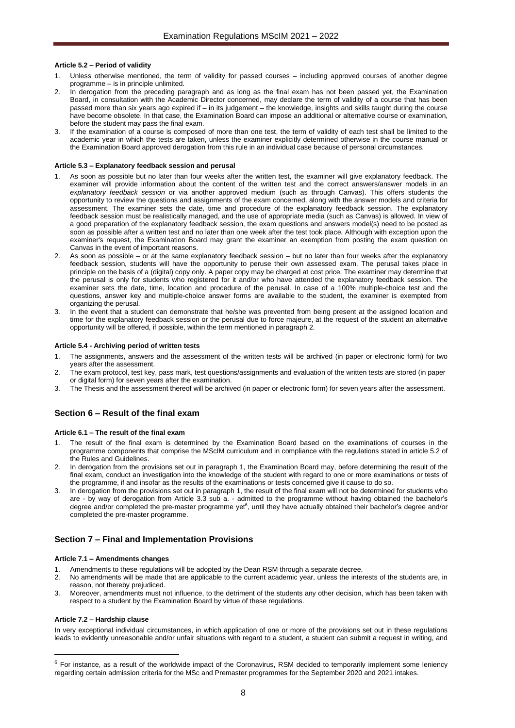#### Article 5.2 – Period of validity

1. Unless otherwise mentioned, the term of validity for passed courses – including approved courses of another degree programme – is in principle unlimited.
2. In derogation from the preceding paragraph and as long as the final exam has not been passed yet, the Examination Board, in consultation with the Academic Director concerned, may declare the term of validity of a course that has been passed more than six years ago expired if – in its judgement – the knowledge, insights and skills taught during the course have become obsolete. In that case, the Examination Board can impose an additional or alternative course or examination, before the student may pass the final exam.
3. If the examination of a course is composed of more than one test, the term of validity of each test shall be limited to the academic year in which the tests are taken, unless the examiner explicitly determined otherwise in the course manual or the Examination Board approved derogation from this rule in an individual case because of personal circumstances.

#### Article 5.3 – Explanatory feedback session and perusal

1. As soon as possible but no later than four weeks after the written test, the examiner will give explanatory feedback. The examiner will provide information about the content of the written test and the correct answers/answer models in an *explanatory feedback session* or via another approved medium (such as through Canvas). This offers students the opportunity to review the questions and assignments of the exam concerned, along with the answer models and criteria for assessment. The examiner sets the date, time and procedure of the explanatory feedback session. The explanatory feedback session must be realistically managed, and the use of appropriate media (such as Canvas) is allowed. In view of a good preparation of the explanatory feedback session, the exam questions and answers model(s) need to be posted as soon as possible after a written test and no later than one week after the test took place. Although with exception upon the examiner's request, the Examination Board may grant the examiner an exemption from posting the exam question on Canvas in the event of important reasons.
2. As soon as possible – or at the same explanatory feedback session – but no later than four weeks after the explanatory feedback session, students will have the opportunity to peruse their own assessed exam. The perusal takes place in principle on the basis of a (digital) copy only. A paper copy may be charged at cost price. The examiner may determine that the perusal is only for students who registered for it and/or who have attended the explanatory feedback session. The examiner sets the date, time, location and procedure of the perusal. In case of a 100% multiple-choice test and the questions, answer key and multiple-choice answer forms are available to the student, the examiner is exempted from organizing the perusal.
3. In the event that a student can demonstrate that he/she was prevented from being present at the assigned location and time for the explanatory feedback session or the perusal due to force majeure, at the request of the student an alternative opportunity will be offered, if possible, within the term mentioned in paragraph 2.

#### Article 5.4 - Archiving period of written tests

1. The assignments, answers and the assessment of the written tests will be archived (in paper or electronic form) for two years after the assessment.
2. The exam protocol, test key, pass mark, test questions/assignments and evaluation of the written tests are stored (in paper or digital form) for seven years after the examination.
3. The Thesis and the assessment thereof will be archived (in paper or electronic form) for seven years after the assessment.

## Section 6 – Result of the final exam

#### Article 6.1 – The result of the final exam

1. The result of the final exam is determined by the Examination Board based on the examinations of courses in the programme components that comprise the MScIM curriculum and in compliance with the regulations stated in article 5.2 of the Rules and Guidelines.
2. In derogation from the provisions set out in paragraph 1, the Examination Board may, before determining the result of the final exam, conduct an investigation into the knowledge of the student with regard to one or more examinations or tests of the programme, if and insofar as the results of the examinations or tests concerned give it cause to do so.
3. In derogation from the provisions set out in paragraph 1, the result of the final exam will not be determined for students who are - by way of derogation from Article 3.3 sub a. - admitted to the programme without having obtained the bachelor's degree and/or completed the pre-master programme yet[6], until they have actually obtained their bachelor's degree and/or completed the pre-master programme.

## Section 7 – Final and Implementation Provisions

#### Article 7.1 – Amendments changes

1. Amendments to these regulations will be adopted by the Dean RSM through a separate decree.
2. No amendments will be made that are applicable to the current academic year, unless the interests of the students are, in reason, not thereby prejudiced.
3. Moreover, amendments must not influence, to the detriment of the students any other decision, which has been taken with respect to a student by the Examination Board by virtue of these regulations.

#### Article 7.2 – Hardship clause

In very exceptional individual circumstances, in which application of one or more of the provisions set out in these regulations leads to evidently unreasonable and/or unfair situations with regard to a student, a student can submit a request in writing, and

[6] For instance, as a result of the worldwide impact of the Coronavirus, RSM decided to temporarily implement some leniency regarding certain admission criteria for the MSc and Premaster programmes for the September 2020 and 2021 intakes.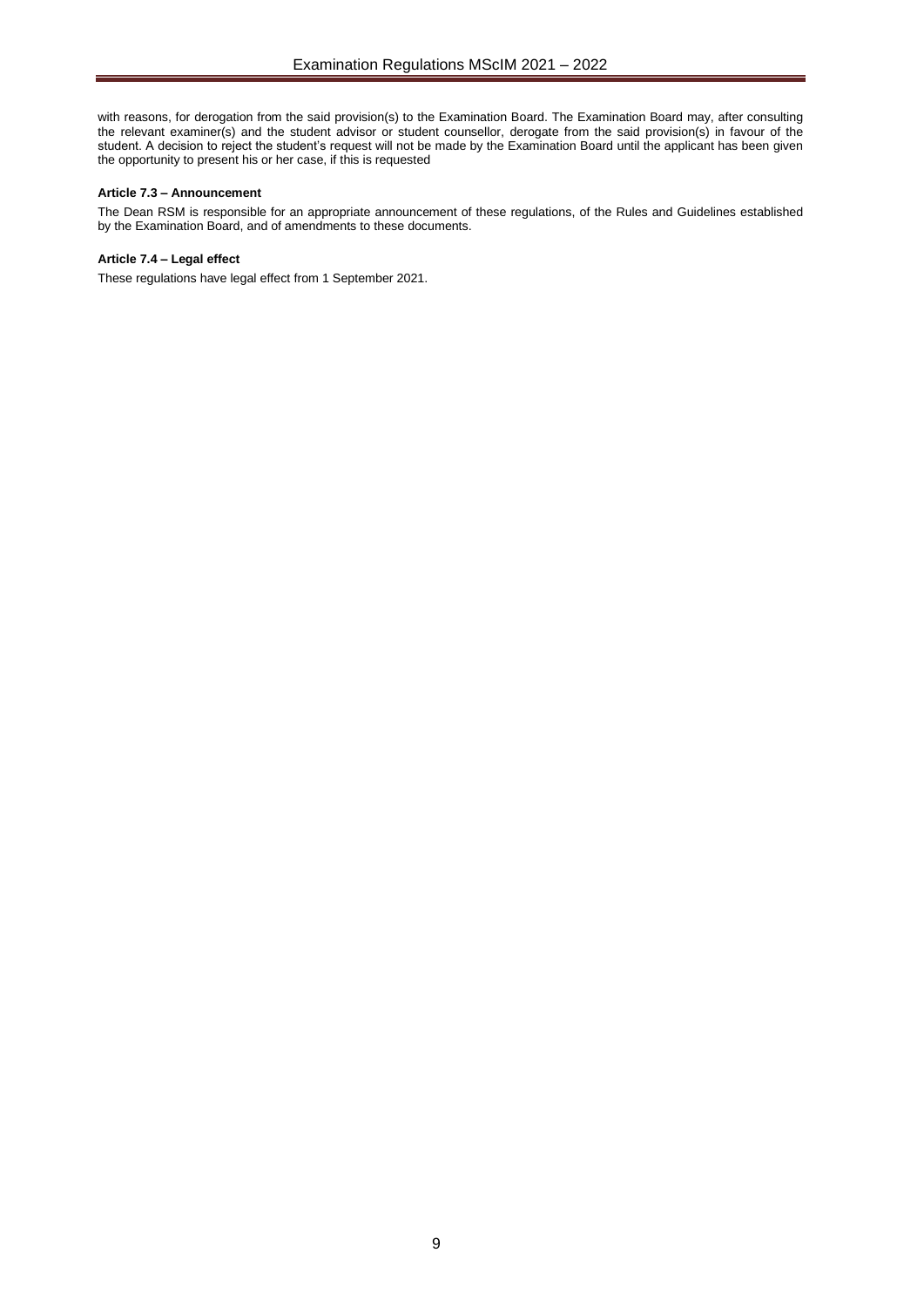with reasons, for derogation from the said provision(s) to the Examination Board. The Examination Board may, after consulting the relevant examiner(s) and the student advisor or student counsellor, derogate from the said provision(s) in favour of the student. A decision to reject the student's request will not be made by the Examination Board until the applicant has been given the opportunity to present his or her case, if this is requested

#### Article 7.3 – Announcement

The Dean RSM is responsible for an appropriate announcement of these regulations, of the Rules and Guidelines established by the Examination Board, and of amendments to these documents.

#### Article 7.4 – Legal effect

These regulations have legal effect from 1 September 2021.